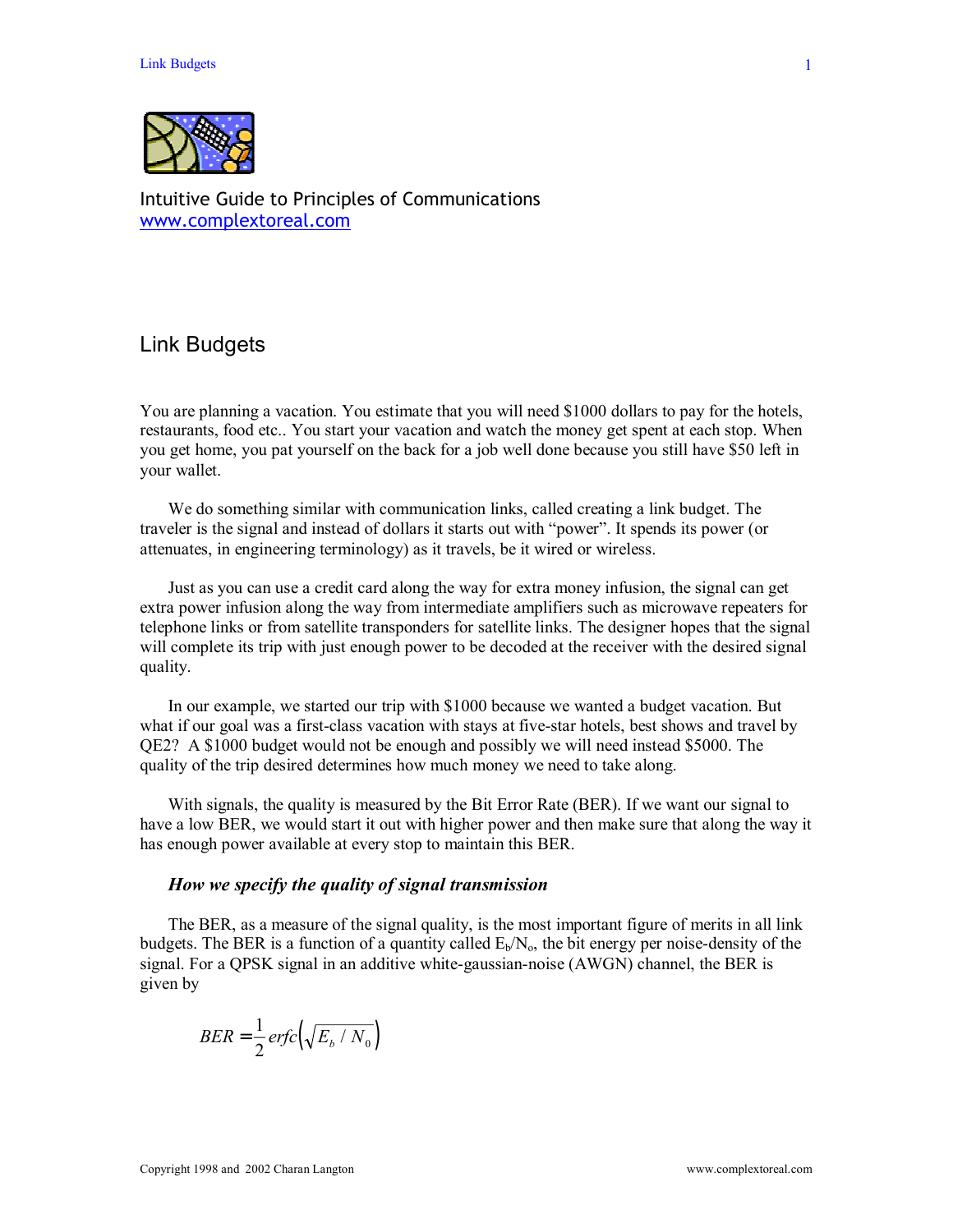Intuitive Guide to Principles of Communications
www.complextoreal.com

# Link Budgets

You are planning a vacation. You estimate that you will need $1000 dollars to pay for the hotels, restaurants, food etc.. You start your vacation and watch the money get spent at each stop. When you get home, you pat yourself on the back for a job well done because you still have $50 left in your wallet.

We do something similar with communication links, called creating a link budget. The traveler is the signal and instead of dollars it starts out with "power". It spends its power (or attenuates, in engineering terminology) as it travels, be it wired or wireless.

Just as you can use a credit card along the way for extra money infusion, the signal can get extra power infusion along the way from intermediate amplifiers such as microwave repeaters for telephone links or from satellite transponders for satellite links. The designer hopes that the signal will complete its trip with just enough power to be decoded at the receiver with the desired signal quality.

In our example, we started our trip with $1000 because we wanted a budget vacation. But what if our goal was a first-class vacation with stays at five-star hotels, best shows and travel by QE2? A $1000 budget would not be enough and possibly we will need instead $5000. The quality of the trip desired determines how much money we need to take along.

With signals, the quality is measured by the Bit Error Rate (BER). If we want our signal to have a low BER, we would start it out with higher power and then make sure that along the way it has enough power available at every stop to maintain this BER.

### *How we specify the quality of signal transmission*

The BER, as a measure of the signal quality, is the most important figure of merits in all link budgets. The BER is a function of a quantity called $E_b/N_o$, the bit energy per noise-density of the signal. For a QPSK signal in an additive white-gaussian-noise (AWGN) channel, the BER is given by

$$BER = \frac{1}{2} erfc\left(\sqrt{E_b / N_0}\right)$$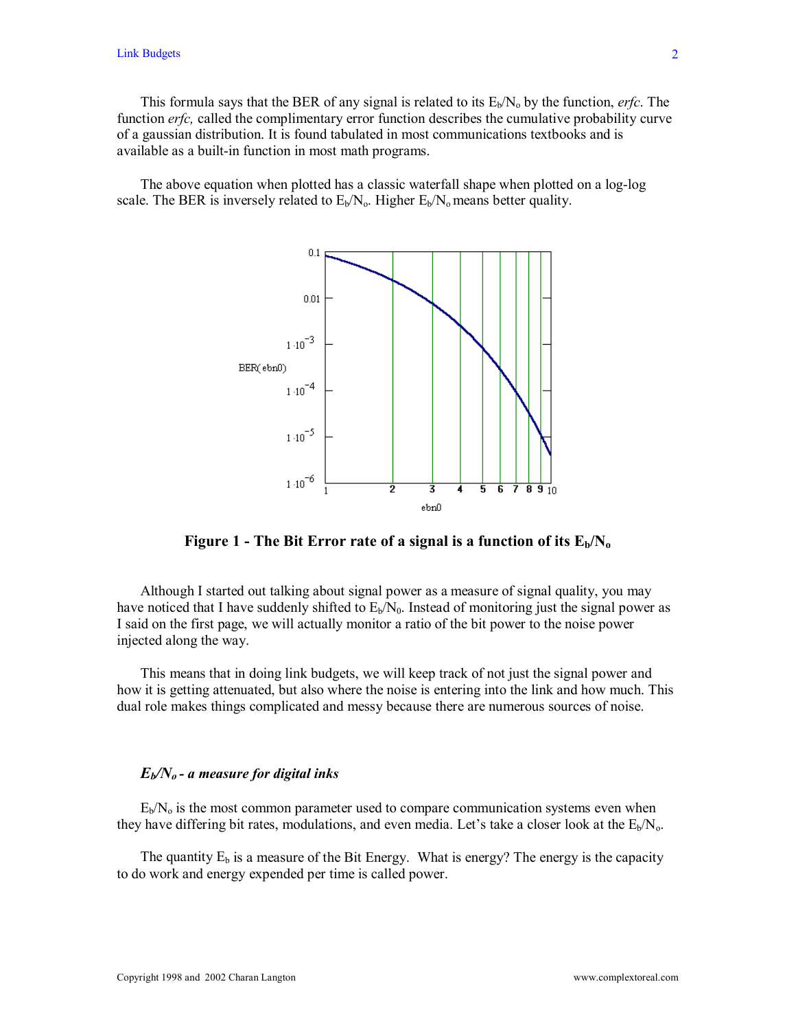This formula says that the BER of any signal is related to its $E_b/N_o$ by the function, *erfc*. The function *erfc,* called the complimentary error function describes the cumulative probability curve of a gaussian distribution. It is found tabulated in most communications textbooks and is available as a built-in function in most math programs.

The above equation when plotted has a classic waterfall shape when plotted on a log-log scale. The BER is inversely related to $E_b/N_o$. Higher $E_b/N_o$ means better quality.

**Figure 1 - The Bit Error rate of a signal is a function of its $E_b/N_o$**

Although I started out talking about signal power as a measure of signal quality, you may have noticed that I have suddenly shifted to $E_b/N_0$. Instead of monitoring just the signal power as I said on the first page, we will actually monitor a ratio of the bit power to the noise power injected along the way.

This means that in doing link budgets, we will keep track of not just the signal power and how it is getting attenuated, but also where the noise is entering into the link and how much. This dual role makes things complicated and messy because there are numerous sources of noise.

### *$E_b/N_o$ - a measure for digital inks*

$E_b/N_o$ is the most common parameter used to compare communication systems even when they have differing bit rates, modulations, and even media. Let's take a closer look at the $E_b/N_o$.

The quantity $E_b$ is a measure of the Bit Energy. What is energy? The energy is the capacity to do work and energy expended per time is called power.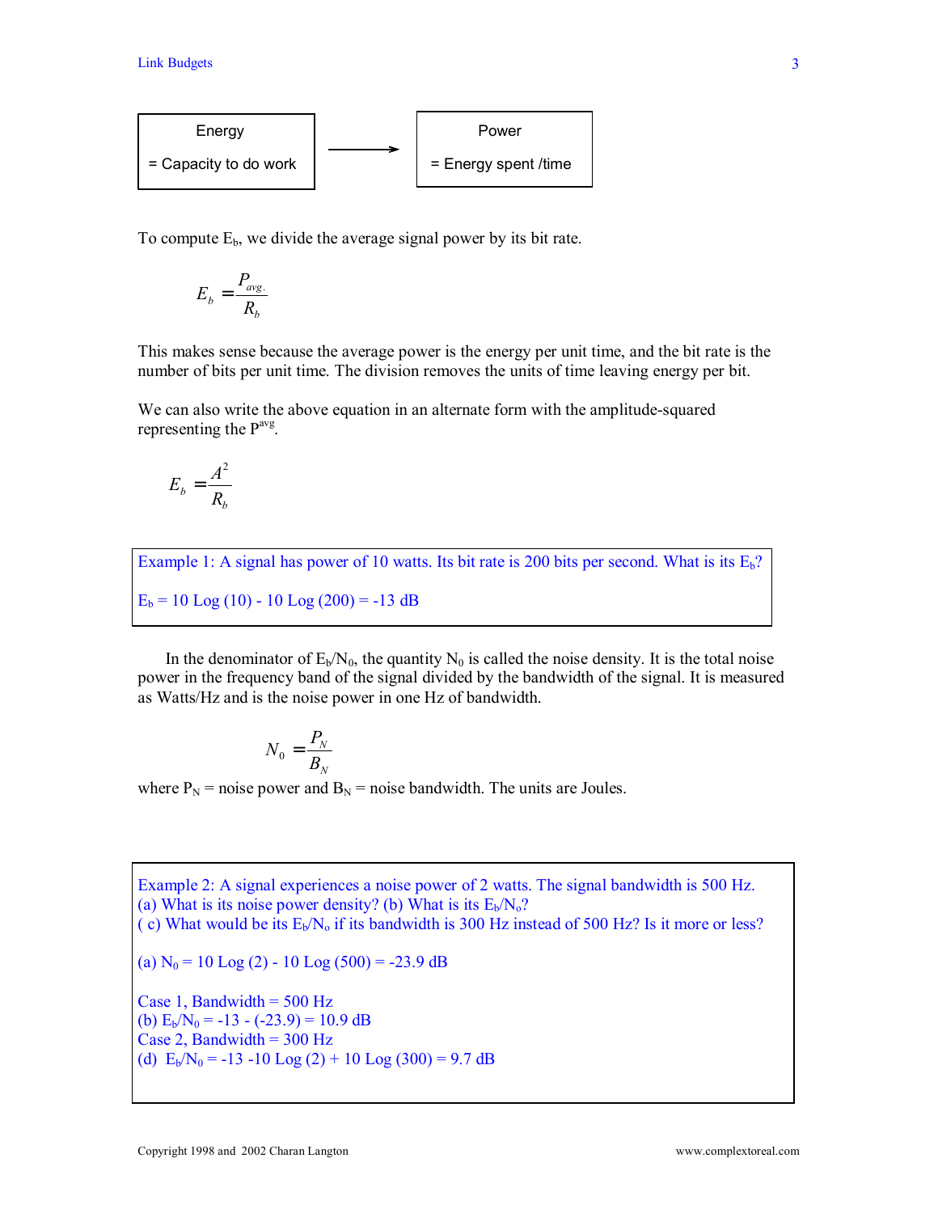| Energy<br>= Capacity to do work | → | Power<br>= Energy spent /time |
|---|---|---|

To compute $E_b$, we divide the average signal power by its bit rate.

$$E_b = \frac{P_{avg.}}{R_b}$$

This makes sense because the average power is the energy per unit time, and the bit rate is the number of bits per unit time. The division removes the units of time leaving energy per bit.

We can also write the above equation in an alternate form with the amplitude-squared representing the $P^{avg}$.

$$E_b = \frac{A^2}{R_b}$$

> Example 1: A signal has power of 10 watts. Its bit rate is 200 bits per second. What is its $E_b$?
>
> $E_b$ = 10 Log (10) - 10 Log (200) = -13 dB

In the denominator of $E_b/N_0$, the quantity $N_0$ is called the noise density. It is the total noise power in the frequency band of the signal divided by the bandwidth of the signal. It is measured as Watts/Hz and is the noise power in one Hz of bandwidth.

$$N_0 = \frac{P_N}{B_N}$$

where $P_N$ = noise power and $B_N$ = noise bandwidth. The units are Joules.

> Example 2: A signal experiences a noise power of 2 watts. The signal bandwidth is 500 Hz.
> (a) What is its noise power density? (b) What is its $E_b/N_o$?
> ( c) What would be its $E_b/N_o$ if its bandwidth is 300 Hz instead of 500 Hz? Is it more or less?
>
> (a) $N_0$ = 10 Log (2) - 10 Log (500) = -23.9 dB
>
> Case 1, Bandwidth = 500 Hz
> (b) $E_b/N_0$ = -13 - (-23.9) = 10.9 dB
> Case 2, Bandwidth = 300 Hz
> (d) $E_b/N_0$ = -13 -10 Log (2) + 10 Log (300) = 9.7 dB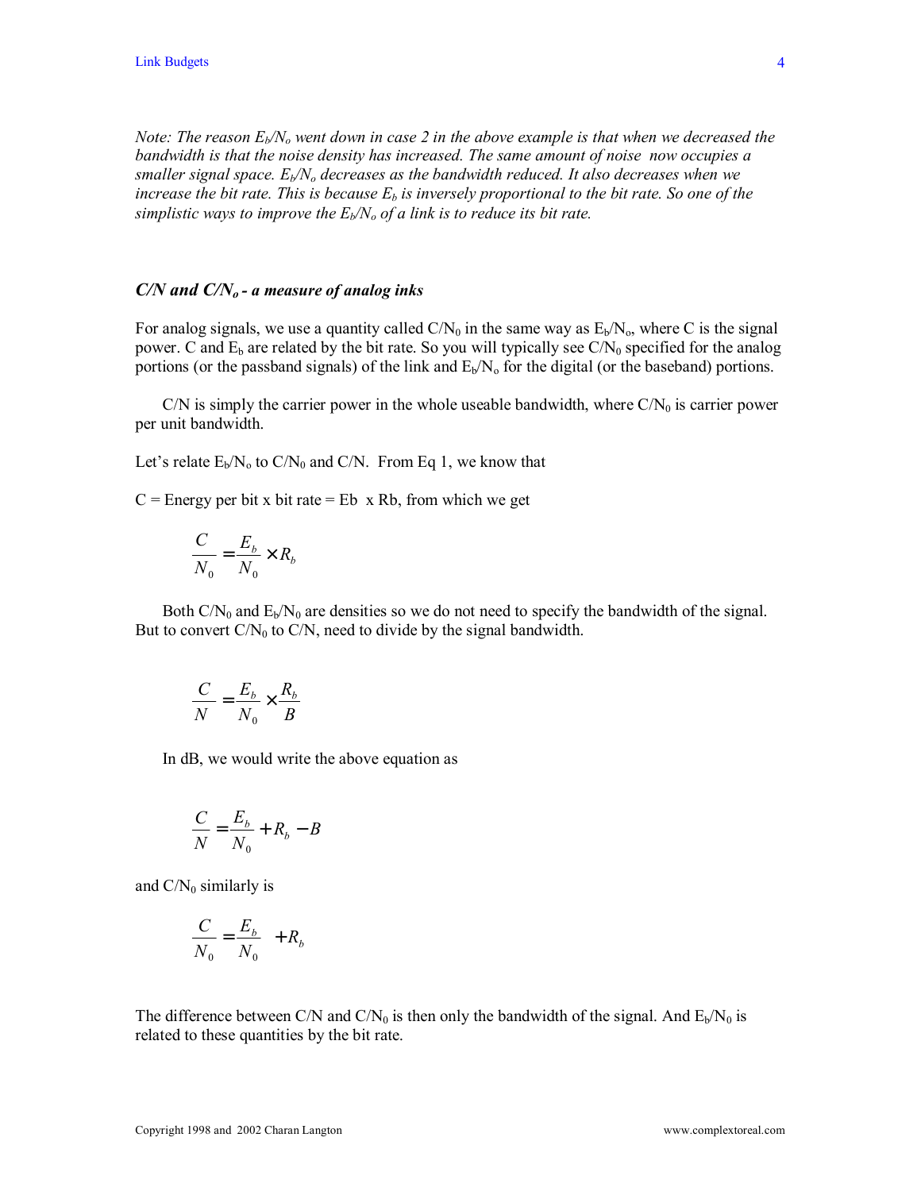*Note: The reason $E_b/N_o$ went down in case 2 in the above example is that when we decreased the bandwidth is that the noise density has increased. The same amount of noise now occupies a smaller signal space. $E_b/N_o$ decreases as the bandwidth reduced. It also decreases when we increase the bit rate. This is because $E_b$ is inversely proportional to the bit rate. So one of the simplistic ways to improve the $E_b/N_o$ of a link is to reduce its bit rate.*

### *C/N and $C/N_o$ - a measure of analog inks*

For analog signals, we use a quantity called $C/N_0$ in the same way as $E_b/N_o$, where C is the signal power. C and $E_b$ are related by the bit rate. So you will typically see $C/N_0$ specified for the analog portions (or the passband signals) of the link and $E_b/N_o$ for the digital (or the baseband) portions.

C/N is simply the carrier power in the whole useable bandwidth, where $C/N_0$ is carrier power per unit bandwidth.

Let's relate $E_b/N_o$ to $C/N_0$ and C/N. From Eq 1, we know that

C = Energy per bit x bit rate = Eb x Rb, from which we get

$$\frac{C}{N_0} = \frac{E_b}{N_0} \times R_b$$

Both $C/N_0$ and $E_b/N_0$ are densities so we do not need to specify the bandwidth of the signal. But to convert $C/N_0$ to C/N, need to divide by the signal bandwidth.

$$\frac{C}{N} = \frac{E_b}{N_0} \times \frac{R_b}{B}$$

In dB, we would write the above equation as

$$\frac{C}{N} = \frac{E_b}{N_0} + R_b - B$$

and $C/N_0$ similarly is

$$\frac{C}{N_0} = \frac{E_b}{N_0} + R_b$$

The difference between C/N and $C/N_0$ is then only the bandwidth of the signal. And $E_b/N_0$ is related to these quantities by the bit rate.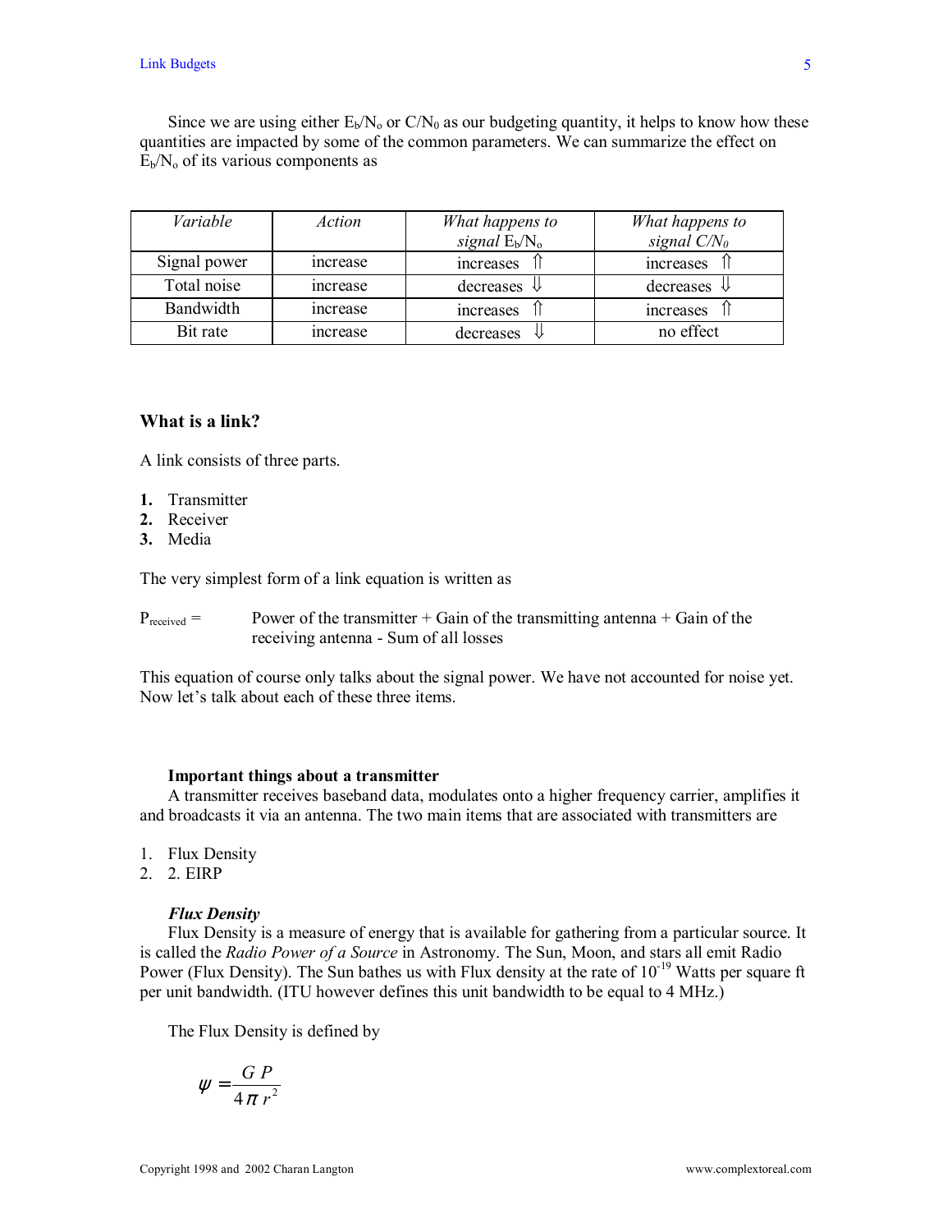Since we are using either $E_b/N_o$ or $C/N_0$ as our budgeting quantity, it helps to know how these quantities are impacted by some of the common parameters. We can summarize the effect on $E_b/N_o$ of its various components as

| *Variable* | *Action* | *What happens to signal* $E_b/N_o$ | *What happens to signal* $C/N_0$ |
|---|---|---|---|
| Signal power | increase | increases ⇑ | increases ⇑ |
| Total noise | increase | decreases ⇓ | decreases ⇓ |
| Bandwidth | increase | increases ⇑ | increases ⇑ |
| Bit rate | increase | decreases ⇓ | no effect |

## What is a link?

A link consists of three parts.

1. Transmitter
2. Receiver
3. Media

The very simplest form of a link equation is written as

$P_{received}$ = Power of the transmitter + Gain of the transmitting antenna + Gain of the receiving antenna - Sum of all losses

This equation of course only talks about the signal power. We have not accounted for noise yet. Now let's talk about each of these three items.

### Important things about a transmitter

A transmitter receives baseband data, modulates onto a higher frequency carrier, amplifies it and broadcasts it via an antenna. The two main items that are associated with transmitters are

1. Flux Density
2. 2. EIRP

#### *Flux Density*

Flux Density is a measure of energy that is available for gathering from a particular source. It is called the *Radio Power of a Source* in Astronomy. The Sun, Moon, and stars all emit Radio Power (Flux Density). The Sun bathes us with Flux density at the rate of $10^{-19}$ Watts per square ft per unit bandwidth. (ITU however defines this unit bandwidth to be equal to 4 MHz.)

The Flux Density is defined by

$$\psi = \frac{G\,P}{4\pi\, r^2}$$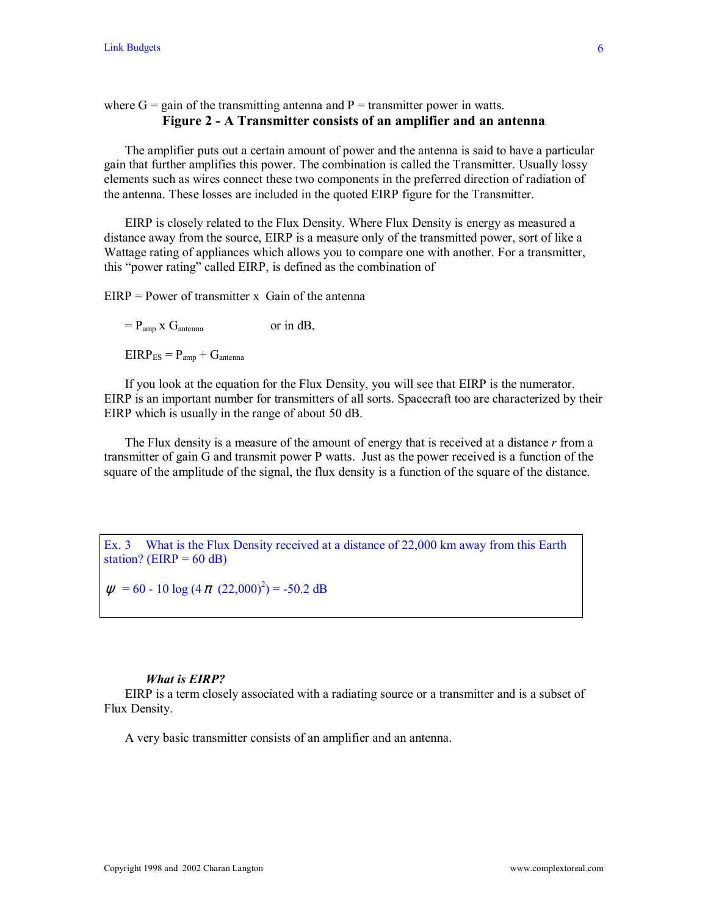where G = gain of the transmitting antenna and P = transmitter power in watts.

**Figure 2 - A Transmitter consists of an amplifier and an antenna**

The amplifier puts out a certain amount of power and the antenna is said to have a particular gain that further amplifies this power. The combination is called the Transmitter. Usually lossy elements such as wires connect these two components in the preferred direction of radiation of the antenna. These losses are included in the quoted EIRP figure for the Transmitter.

EIRP is closely related to the Flux Density. Where Flux Density is energy as measured a distance away from the source, EIRP is a measure only of the transmitted power, sort of like a Wattage rating of appliances which allows you to compare one with another. For a transmitter, this "power rating" called EIRP, is defined as the combination of

EIRP = Power of transmitter x Gain of the antenna

$= P_{amp} \times G_{antenna}$ or in dB,

$EIRP_{ES} = P_{amp} + G_{antenna}$

If you look at the equation for the Flux Density, you will see that EIRP is the numerator. EIRP is an important number for transmitters of all sorts. Spacecraft too are characterized by their EIRP which is usually in the range of about 50 dB.

The Flux density is a measure of the amount of energy that is received at a distance *r* from a transmitter of gain G and transmit power P watts. Just as the power received is a function of the square of the amplitude of the signal, the flux density is a function of the square of the distance.

Ex. 3 What is the Flux Density received at a distance of 22,000 km away from this Earth station? (EIRP = 60 dB)

$\psi = 60 - 10 \log (4\pi \ (22{,}000)^2) = -50.2 \text{ dB}$

***What is EIRP?***

EIRP is a term closely associated with a radiating source or a transmitter and is a subset of Flux Density.

A very basic transmitter consists of an amplifier and an antenna.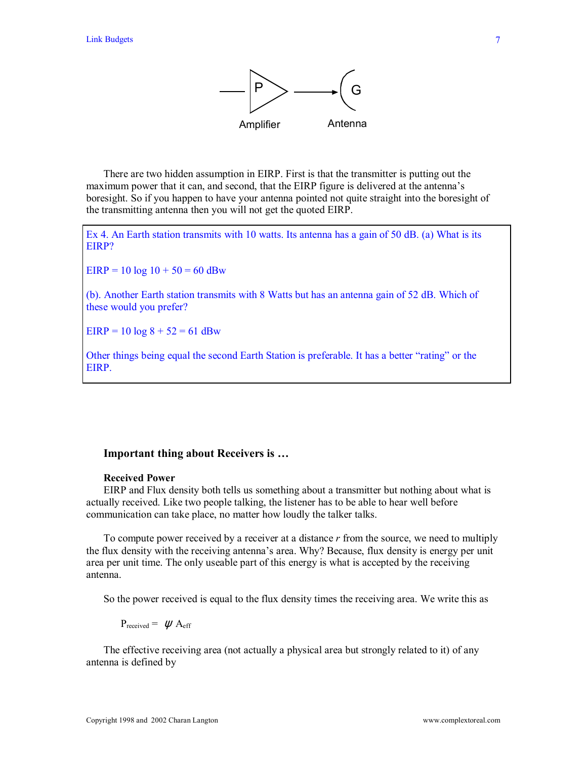Amplifier P → Antenna G

There are two hidden assumption in EIRP. First is that the transmitter is putting out the maximum power that it can, and second, that the EIRP figure is delivered at the antenna's boresight. So if you happen to have your antenna pointed not quite straight into the boresight of the transmitting antenna then you will not get the quoted EIRP.

> Ex 4. An Earth station transmits with 10 watts. Its antenna has a gain of 50 dB. (a) What is its EIRP?
>
> EIRP = 10 log 10 + 50 = 60 dBw
>
> (b). Another Earth station transmits with 8 Watts but has an antenna gain of 52 dB. Which of these would you prefer?
>
> EIRP = 10 log 8 + 52 = 61 dBw
>
> Other things being equal the second Earth Station is preferable. It has a better "rating" or the EIRP.

### Important thing about Receivers is …

**Received Power**

EIRP and Flux density both tells us something about a transmitter but nothing about what is actually received. Like two people talking, the listener has to be able to hear well before communication can take place, no matter how loudly the talker talks.

To compute power received by a receiver at a distance *r* from the source, we need to multiply the flux density with the receiving antenna's area. Why? Because, flux density is energy per unit area per unit time. The only useable part of this energy is what is accepted by the receiving antenna.

So the power received is equal to the flux density times the receiving area. We write this as

$$P_{received} = \psi A_{eff}$$

The effective receiving area (not actually a physical area but strongly related to it) of any antenna is defined by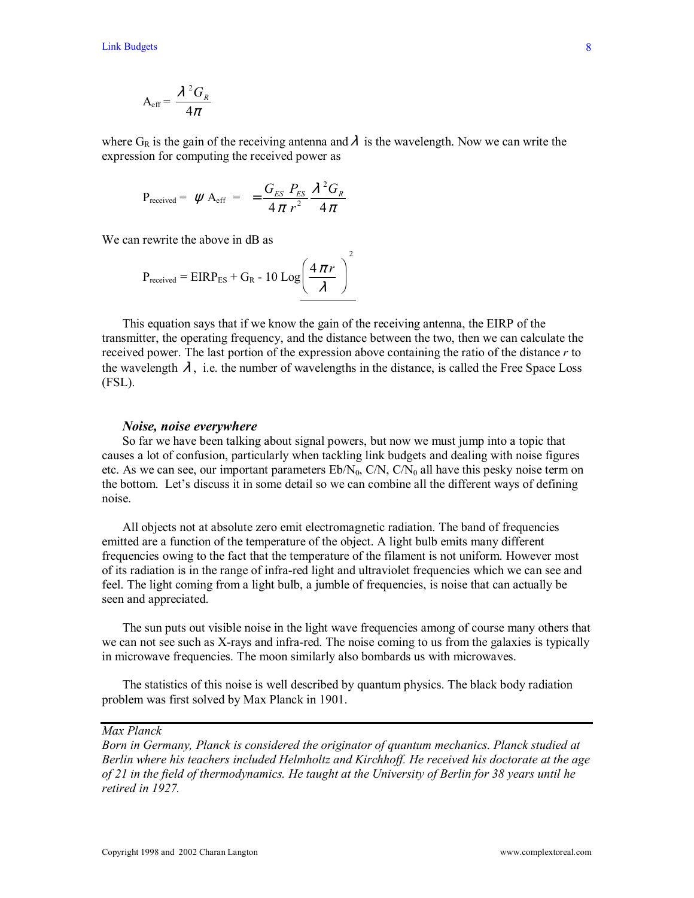$$A_{eff} = \frac{\lambda^2 G_R}{4\pi}$$

where $G_R$ is the gain of the receiving antenna and $\lambda$ is the wavelength. Now we can write the expression for computing the received power as

$$P_{received} = \psi A_{eff} = = \frac{G_{ES} P_{ES}}{4\pi r^2} \frac{\lambda^2 G_R}{4\pi}$$

We can rewrite the above in dB as

$$P_{received} = EIRP_{ES} + G_R - 10 \text{ Log} \underline{\left(\frac{4\pi r}{\lambda}\right)^2}$$

This equation says that if we know the gain of the receiving antenna, the EIRP of the transmitter, the operating frequency, and the distance between the two, then we can calculate the received power. The last portion of the expression above containing the ratio of the distance $r$ to the wavelength $\lambda$, i.e. the number of wavelengths in the distance, is called the Free Space Loss (FSL).

### *Noise, noise everywhere*

So far we have been talking about signal powers, but now we must jump into a topic that causes a lot of confusion, particularly when tackling link budgets and dealing with noise figures etc. As we can see, our important parameters $Eb/N_0$, C/N, $C/N_0$ all have this pesky noise term on the bottom. Let's discuss it in some detail so we can combine all the different ways of defining noise.

All objects not at absolute zero emit electromagnetic radiation. The band of frequencies emitted are a function of the temperature of the object. A light bulb emits many different frequencies owing to the fact that the temperature of the filament is not uniform. However most of its radiation is in the range of infra-red light and ultraviolet frequencies which we can see and feel. The light coming from a light bulb, a jumble of frequencies, is noise that can actually be seen and appreciated.

The sun puts out visible noise in the light wave frequencies among of course many others that we can not see such as X-rays and infra-red. The noise coming to us from the galaxies is typically in microwave frequencies. The moon similarly also bombards us with microwaves.

The statistics of this noise is well described by quantum physics. The black body radiation problem was first solved by Max Planck in 1901.

---

*Max Planck*
*Born in Germany, Planck is considered the originator of quantum mechanics. Planck studied at Berlin where his teachers included Helmholtz and Kirchhoff. He received his doctorate at the age of 21 in the field of thermodynamics. He taught at the University of Berlin for 38 years until he retired in 1927.*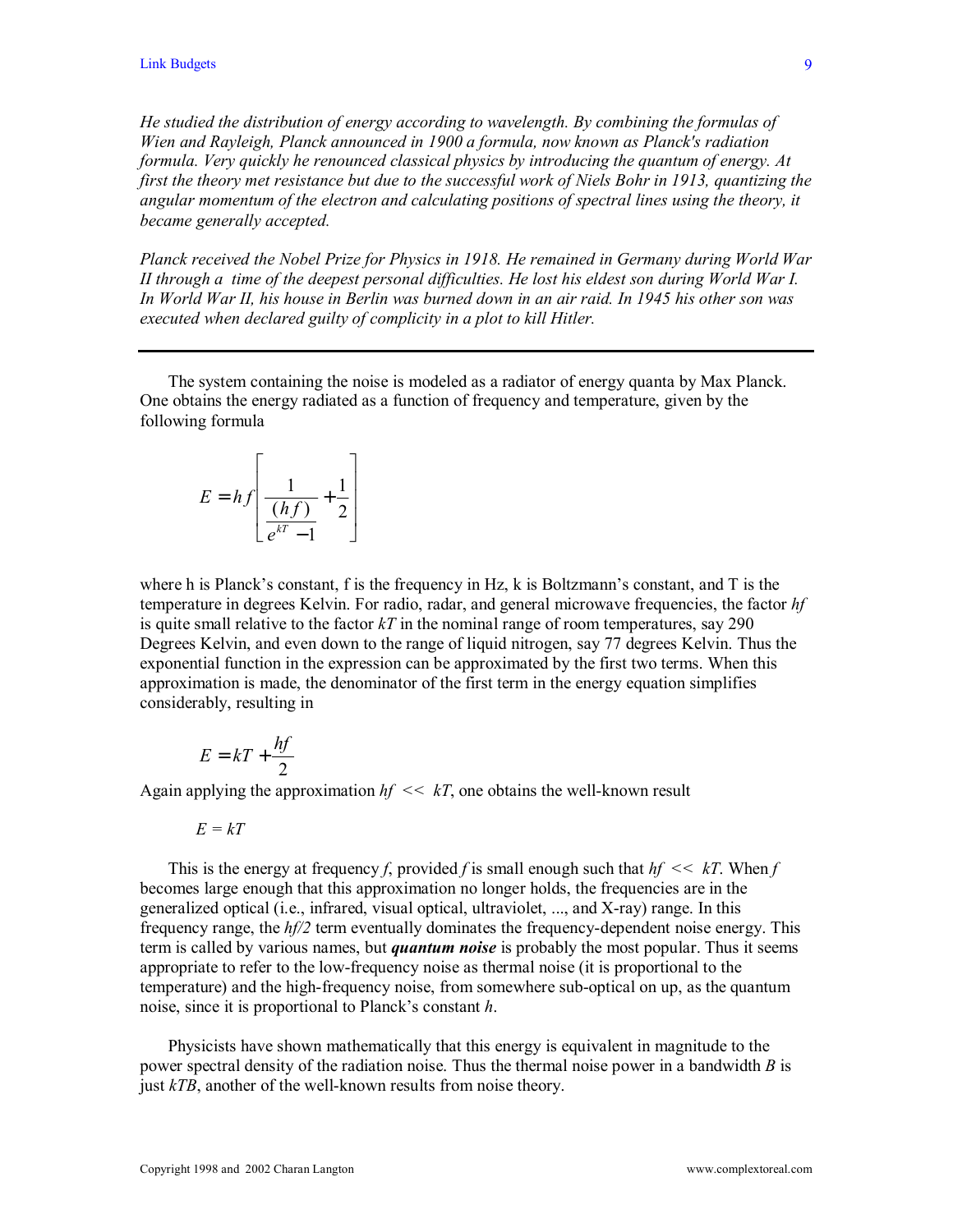*He studied the distribution of energy according to wavelength. By combining the formulas of Wien and Rayleigh, Planck announced in 1900 a formula, now known as Planck's radiation formula. Very quickly he renounced classical physics by introducing the quantum of energy. At first the theory met resistance but due to the successful work of Niels Bohr in 1913, quantizing the angular momentum of the electron and calculating positions of spectral lines using the theory, it became generally accepted.*

*Planck received the Nobel Prize for Physics in 1918. He remained in Germany during World War II through a time of the deepest personal difficulties. He lost his eldest son during World War I. In World War II, his house in Berlin was burned down in an air raid. In 1945 his other son was executed when declared guilty of complicity in a plot to kill Hitler.*

---

The system containing the noise is modeled as a radiator of energy quanta by Max Planck. One obtains the energy radiated as a function of frequency and temperature, given by the following formula

$$E = hf\left[\frac{1}{e^{\frac{(hf)}{kT}} - 1} + \frac{1}{2}\right]$$

where h is Planck's constant, f is the frequency in Hz, k is Boltzmann's constant, and T is the temperature in degrees Kelvin. For radio, radar, and general microwave frequencies, the factor $hf$ is quite small relative to the factor $kT$ in the nominal range of room temperatures, say 290 Degrees Kelvin, and even down to the range of liquid nitrogen, say 77 degrees Kelvin. Thus the exponential function in the expression can be approximated by the first two terms. When this approximation is made, the denominator of the first term in the energy equation simplifies considerably, resulting in

$$E = kT + \frac{hf}{2}$$

Again applying the approximation $hf << kT$, one obtains the well-known result

$$E = kT$$

This is the energy at frequency $f$, provided $f$ is small enough such that $hf << kT$. When $f$ becomes large enough that this approximation no longer holds, the frequencies are in the generalized optical (i.e., infrared, visual optical, ultraviolet, ..., and X-ray) range. In this frequency range, the $hf/2$ term eventually dominates the frequency-dependent noise energy. This term is called by various names, but ***quantum noise*** is probably the most popular. Thus it seems appropriate to refer to the low-frequency noise as thermal noise (it is proportional to the temperature) and the high-frequency noise, from somewhere sub-optical on up, as the quantum noise, since it is proportional to Planck's constant $h$.

Physicists have shown mathematically that this energy is equivalent in magnitude to the power spectral density of the radiation noise. Thus the thermal noise power in a bandwidth $B$ is just $kTB$, another of the well-known results from noise theory.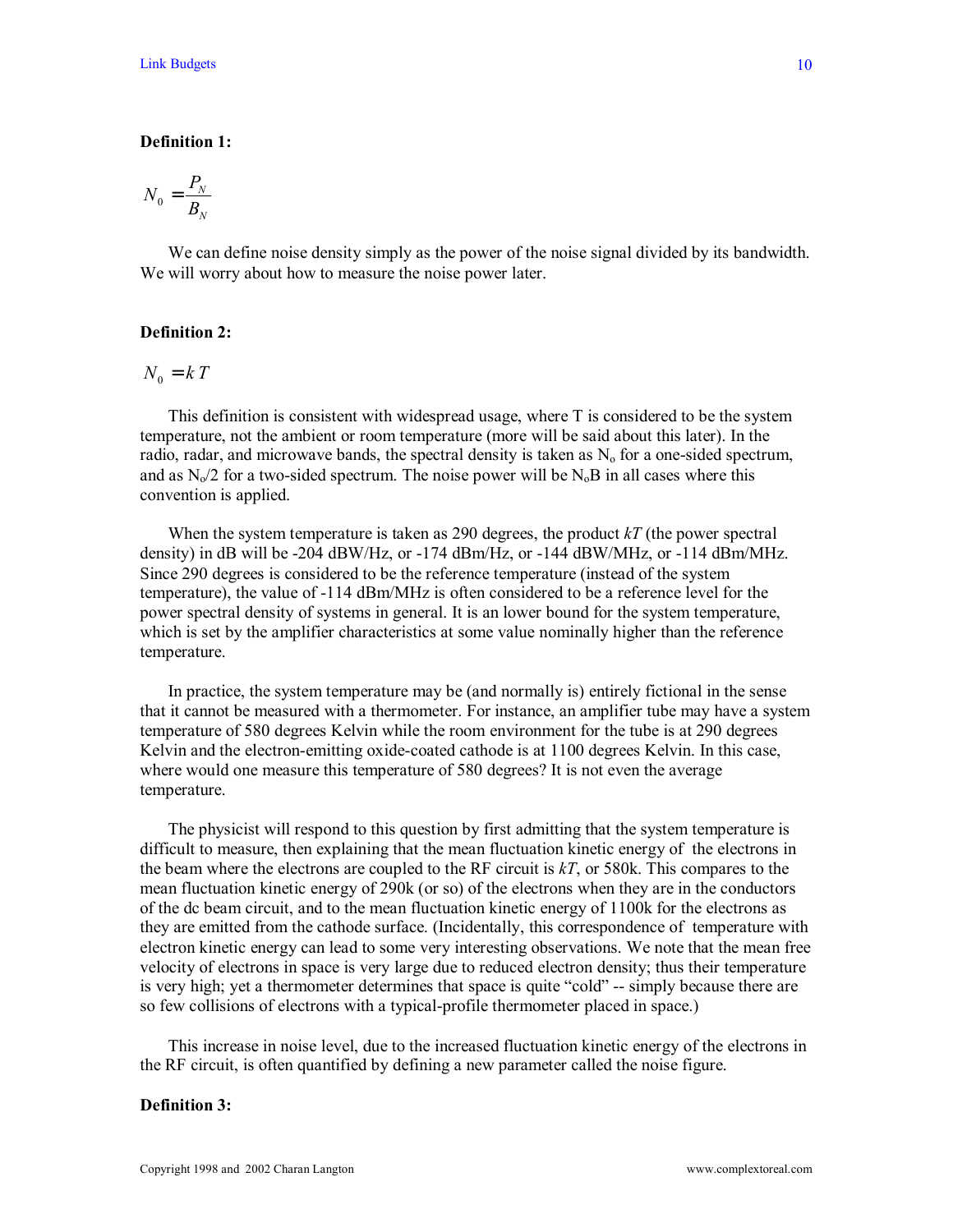**Definition 1:**

$$N_0 = \frac{P_N}{B_N}$$

We can define noise density simply as the power of the noise signal divided by its bandwidth. We will worry about how to measure the noise power later.

**Definition 2:**

$$N_0 = k\,T$$

This definition is consistent with widespread usage, where T is considered to be the system temperature, not the ambient or room temperature (more will be said about this later). In the radio, radar, and microwave bands, the spectral density is taken as $N_o$ for a one-sided spectrum, and as $N_o/2$ for a two-sided spectrum. The noise power will be $N_oB$ in all cases where this convention is applied.

When the system temperature is taken as 290 degrees, the product *kT* (the power spectral density) in dB will be -204 dBW/Hz, or -174 dBm/Hz, or -144 dBW/MHz, or -114 dBm/MHz. Since 290 degrees is considered to be the reference temperature (instead of the system temperature), the value of -114 dBm/MHz is often considered to be a reference level for the power spectral density of systems in general. It is an lower bound for the system temperature, which is set by the amplifier characteristics at some value nominally higher than the reference temperature.

In practice, the system temperature may be (and normally is) entirely fictional in the sense that it cannot be measured with a thermometer. For instance, an amplifier tube may have a system temperature of 580 degrees Kelvin while the room environment for the tube is at 290 degrees Kelvin and the electron-emitting oxide-coated cathode is at 1100 degrees Kelvin. In this case, where would one measure this temperature of 580 degrees? It is not even the average temperature.

The physicist will respond to this question by first admitting that the system temperature is difficult to measure, then explaining that the mean fluctuation kinetic energy of the electrons in the beam where the electrons are coupled to the RF circuit is *kT*, or 580k. This compares to the mean fluctuation kinetic energy of 290k (or so) of the electrons when they are in the conductors of the dc beam circuit, and to the mean fluctuation kinetic energy of 1100k for the electrons as they are emitted from the cathode surface. (Incidentally, this correspondence of temperature with electron kinetic energy can lead to some very interesting observations. We note that the mean free velocity of electrons in space is very large due to reduced electron density; thus their temperature is very high; yet a thermometer determines that space is quite "cold" -- simply because there are so few collisions of electrons with a typical-profile thermometer placed in space.)

This increase in noise level, due to the increased fluctuation kinetic energy of the electrons in the RF circuit, is often quantified by defining a new parameter called the noise figure.

**Definition 3:**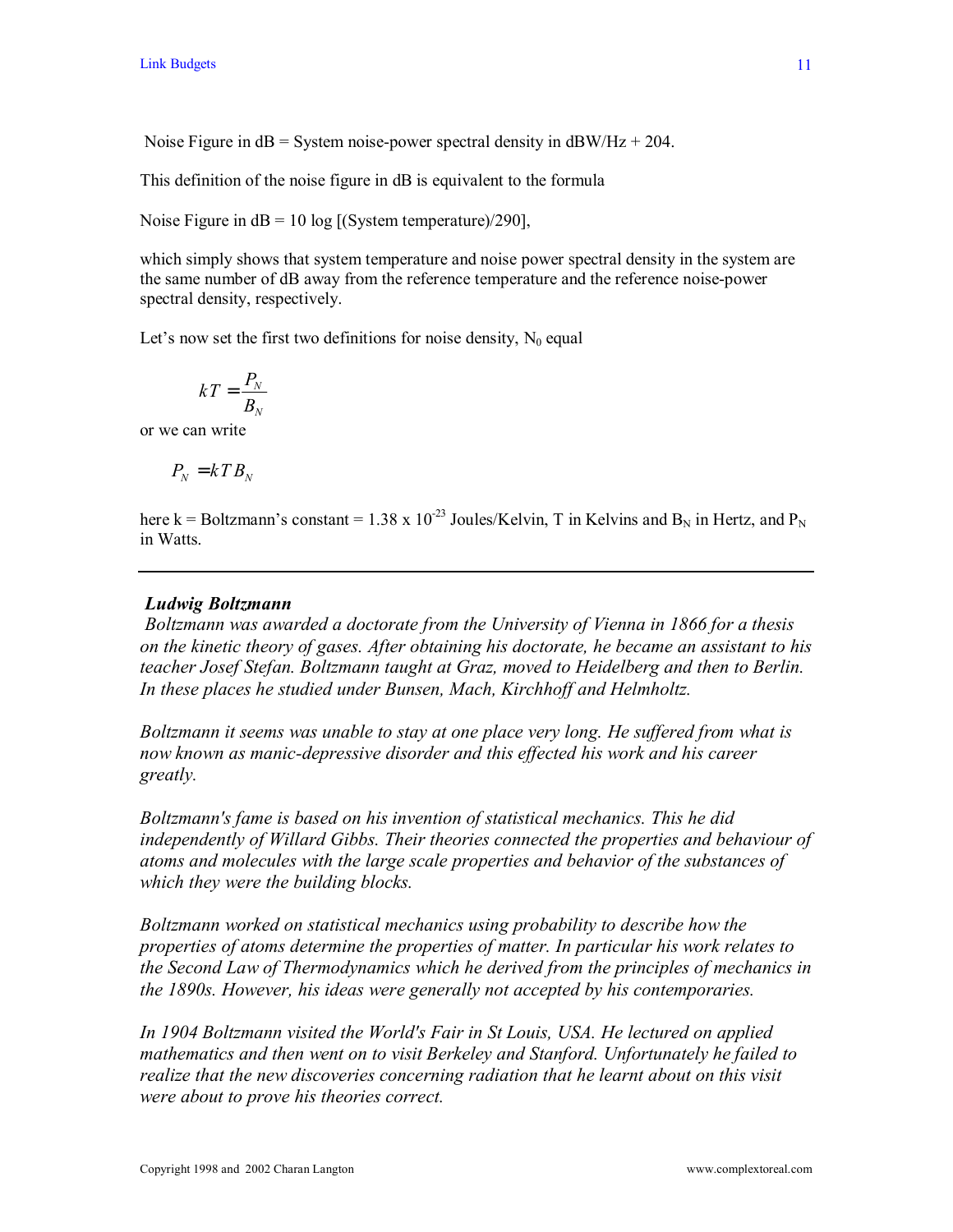Noise Figure in dB = System noise-power spectral density in dBW/Hz + 204.

This definition of the noise figure in dB is equivalent to the formula

Noise Figure in dB = 10 log [(System temperature)/290],

which simply shows that system temperature and noise power spectral density in the system are the same number of dB away from the reference temperature and the reference noise-power spectral density, respectively.

Let's now set the first two definitions for noise density, $N_0$ equal

$$kT = \frac{P_N}{B_N}$$

or we can write

$$P_N = kT B_N$$

here k = Boltzmann's constant = 1.38 x $10^{-23}$ Joules/Kelvin, T in Kelvins and $B_N$ in Hertz, and $P_N$ in Watts.

---

***Ludwig Boltzmann***

*Boltzmann was awarded a doctorate from the University of Vienna in 1866 for a thesis on the kinetic theory of gases. After obtaining his doctorate, he became an assistant to his teacher Josef Stefan. Boltzmann taught at Graz, moved to Heidelberg and then to Berlin. In these places he studied under Bunsen, Mach, Kirchhoff and Helmholtz.*

*Boltzmann it seems was unable to stay at one place very long. He suffered from what is now known as manic-depressive disorder and this effected his work and his career greatly.*

*Boltzmann's fame is based on his invention of statistical mechanics. This he did independently of Willard Gibbs. Their theories connected the properties and behaviour of atoms and molecules with the large scale properties and behavior of the substances of which they were the building blocks.*

*Boltzmann worked on statistical mechanics using probability to describe how the properties of atoms determine the properties of matter. In particular his work relates to the Second Law of Thermodynamics which he derived from the principles of mechanics in the 1890s. However, his ideas were generally not accepted by his contemporaries.*

*In 1904 Boltzmann visited the World's Fair in St Louis, USA. He lectured on applied mathematics and then went on to visit Berkeley and Stanford. Unfortunately he failed to realize that the new discoveries concerning radiation that he learnt about on this visit were about to prove his theories correct.*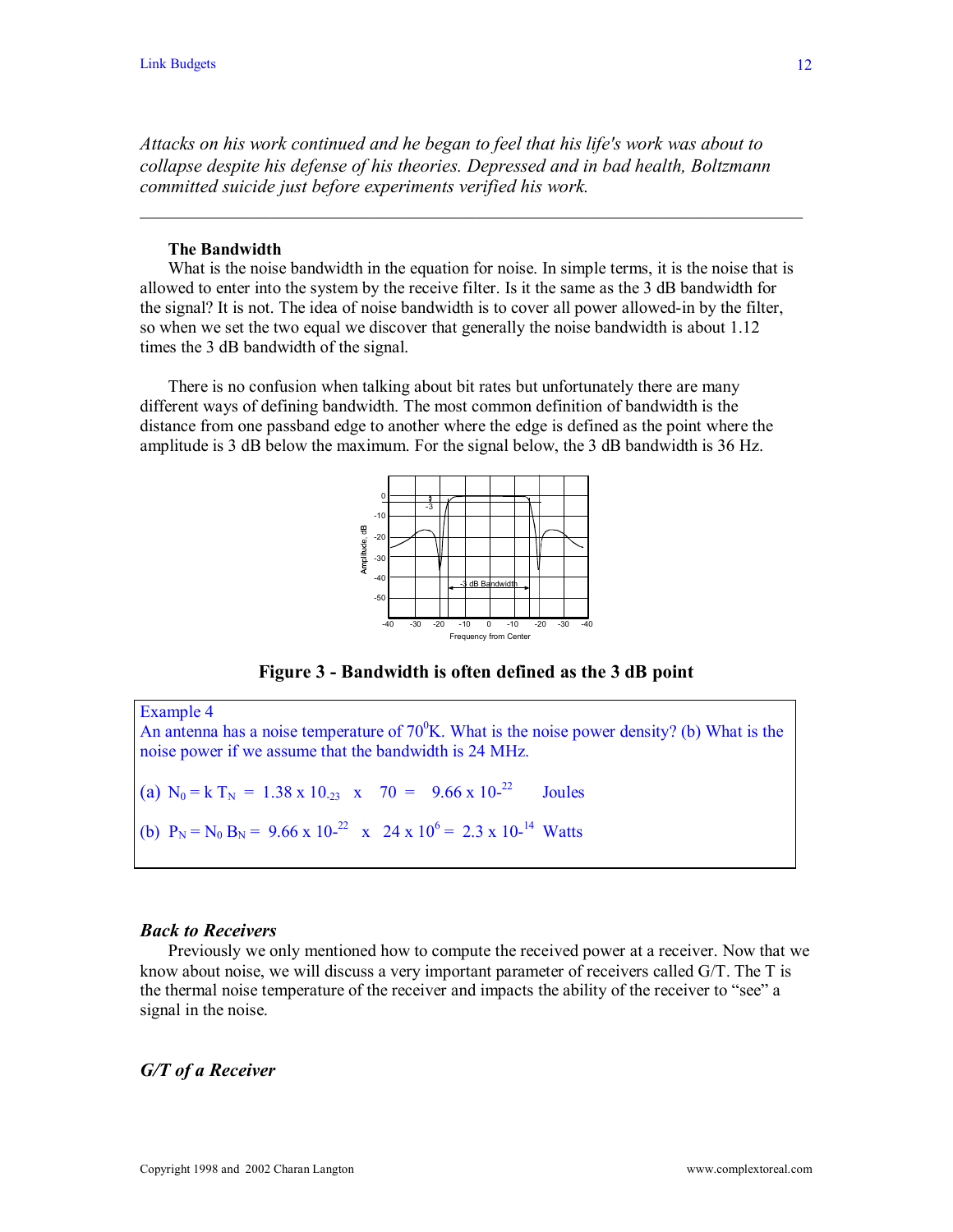*Attacks on his work continued and he began to feel that his life's work was about to collapse despite his defense of his theories. Depressed and in bad health, Boltzmann committed suicide just before experiments verified his work.*

---

**The Bandwidth**

What is the noise bandwidth in the equation for noise. In simple terms, it is the noise that is allowed to enter into the system by the receive filter. Is it the same as the 3 dB bandwidth for the signal? It is not. The idea of noise bandwidth is to cover all power allowed-in by the filter, so when we set the two equal we discover that generally the noise bandwidth is about 1.12 times the 3 dB bandwidth of the signal.

There is no confusion when talking about bit rates but unfortunately there are many different ways of defining bandwidth. The most common definition of bandwidth is the distance from one passband edge to another where the edge is defined as the point where the amplitude is 3 dB below the maximum. For the signal below, the 3 dB bandwidth is 36 Hz.

**Figure 3 - Bandwidth is often defined as the 3 dB point**

> Example 4
>
> An antenna has a noise temperature of $70^0$K. What is the noise power density? (b) What is the noise power if we assume that the bandwidth is 24 MHz.
>
> (a) $N_0 = k\, T_N = 1.38 \times 10_{-23} \times 70 = 9.66 \times 10^{-22}$ Joules
>
> (b) $P_N = N_0\, B_N = 9.66 \times 10^{-22} \times 24 \times 10^6 = 2.3 \times 10^{-14}$ Watts

### *Back to Receivers*

Previously we only mentioned how to compute the received power at a receiver. Now that we know about noise, we will discuss a very important parameter of receivers called G/T. The T is the thermal noise temperature of the receiver and impacts the ability of the receiver to "see" a signal in the noise.

### *G/T of a Receiver*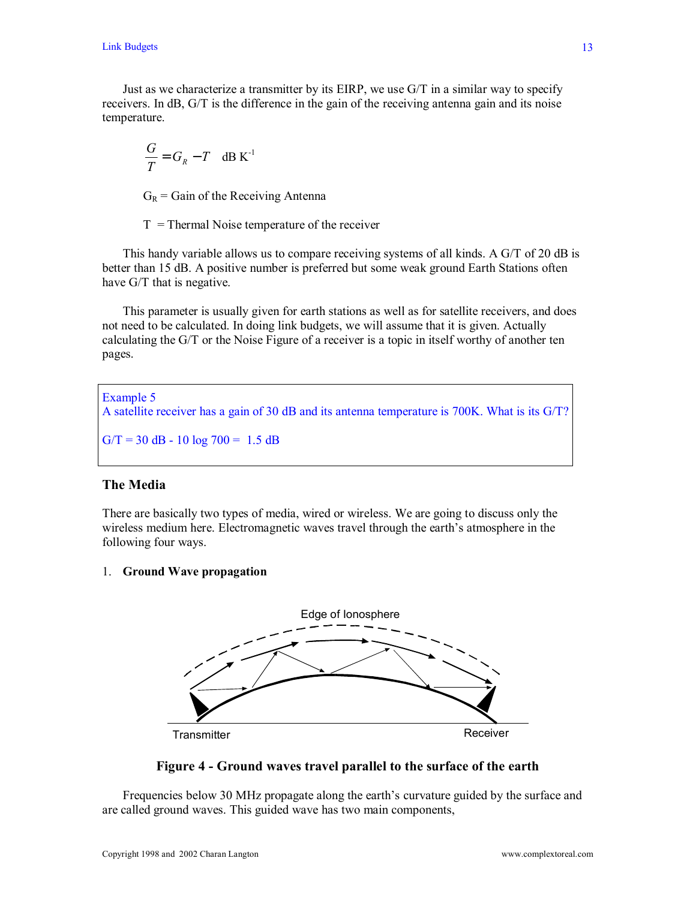Just as we characterize a transmitter by its EIRP, we use G/T in a similar way to specify receivers. In dB, G/T is the difference in the gain of the receiving antenna gain and its noise temperature.

$$\frac{G}{T} = G_R - T \quad \text{dB K}^{-1}$$

$G_R$ = Gain of the Receiving Antenna

T = Thermal Noise temperature of the receiver

This handy variable allows us to compare receiving systems of all kinds. A G/T of 20 dB is better than 15 dB. A positive number is preferred but some weak ground Earth Stations often have G/T that is negative.

This parameter is usually given for earth stations as well as for satellite receivers, and does not need to be calculated. In doing link budgets, we will assume that it is given. Actually calculating the G/T or the Noise Figure of a receiver is a topic in itself worthy of another ten pages.

> Example 5
> A satellite receiver has a gain of 30 dB and its antenna temperature is 700K. What is its G/T?
>
> $G/T = 30 \text{ dB} - 10 \log 700 = 1.5 \text{ dB}$

## The Media

There are basically two types of media, wired or wireless. We are going to discuss only the wireless medium here. Electromagnetic waves travel through the earth's atmosphere in the following four ways.

1. **Ground Wave propagation**

**Figure 4 - Ground waves travel parallel to the surface of the earth**

Frequencies below 30 MHz propagate along the earth's curvature guided by the surface and are called ground waves. This guided wave has two main components,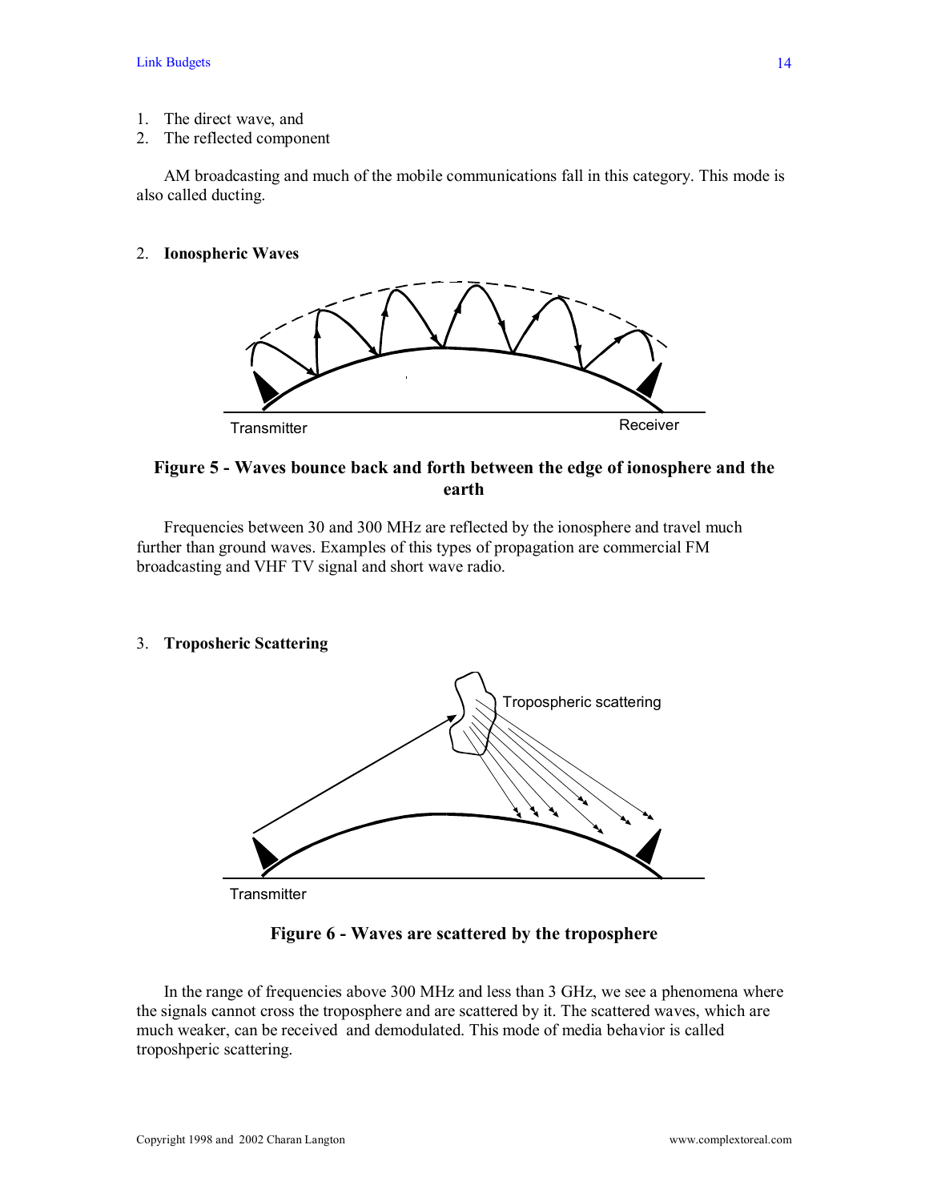1. The direct wave, and
2. The reflected component

AM broadcasting and much of the mobile communications fall in this category. This mode is also called ducting.

2. **Ionospheric Waves**

Transmitter

Receiver

**Figure 5 - Waves bounce back and forth between the edge of ionosphere and the earth**

Frequencies between 30 and 300 MHz are reflected by the ionosphere and travel much further than ground waves. Examples of this types of propagation are commercial FM broadcasting and VHF TV signal and short wave radio.

3. **Troposheric Scattering**

Tropospheric scattering

Transmitter

**Figure 6 - Waves are scattered by the troposphere**

In the range of frequencies above 300 MHz and less than 3 GHz, we see a phenomena where the signals cannot cross the troposphere and are scattered by it. The scattered waves, which are much weaker, can be received and demodulated. This mode of media behavior is called troposhperic scattering.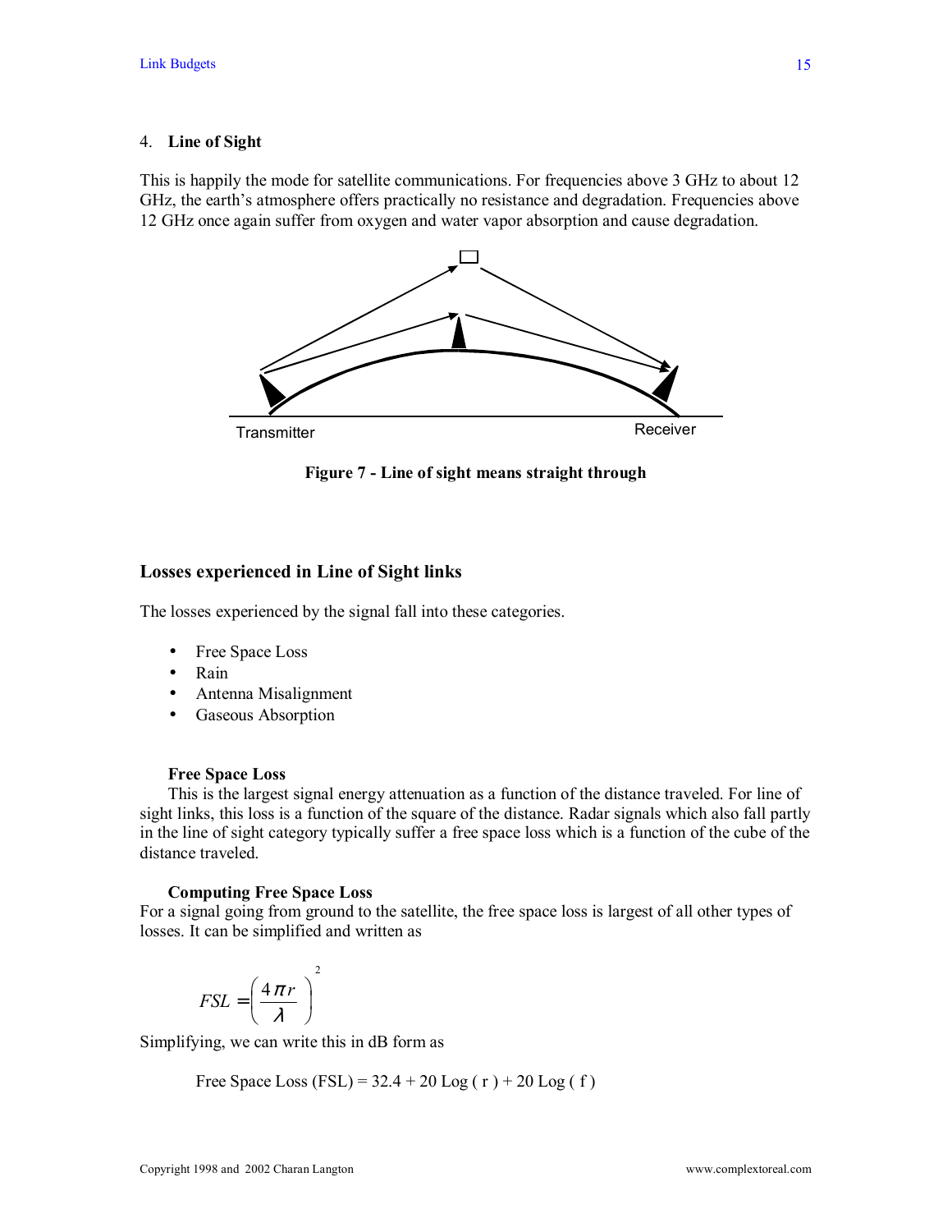4. **Line of Sight**

This is happily the mode for satellite communications. For frequencies above 3 GHz to about 12 GHz, the earth's atmosphere offers practically no resistance and degradation. Frequencies above 12 GHz once again suffer from oxygen and water vapor absorption and cause degradation.

Transmitter Receiver

**Figure 7 - Line of sight means straight through**

### Losses experienced in Line of Sight links

The losses experienced by the signal fall into these categories.

- Free Space Loss
- Rain
- Antenna Misalignment
- Gaseous Absorption

**Free Space Loss**

This is the largest signal energy attenuation as a function of the distance traveled. For line of sight links, this loss is a function of the square of the distance. Radar signals which also fall partly in the line of sight category typically suffer a free space loss which is a function of the cube of the distance traveled.

**Computing Free Space Loss**

For a signal going from ground to the satellite, the free space loss is largest of all other types of losses. It can be simplified and written as

$$FSL = \left( \frac{4\pi r}{\lambda} \right)^2$$

Simplifying, we can write this in dB form as

Free Space Loss (FSL) = 32.4 + 20 Log ( r ) + 20 Log ( f )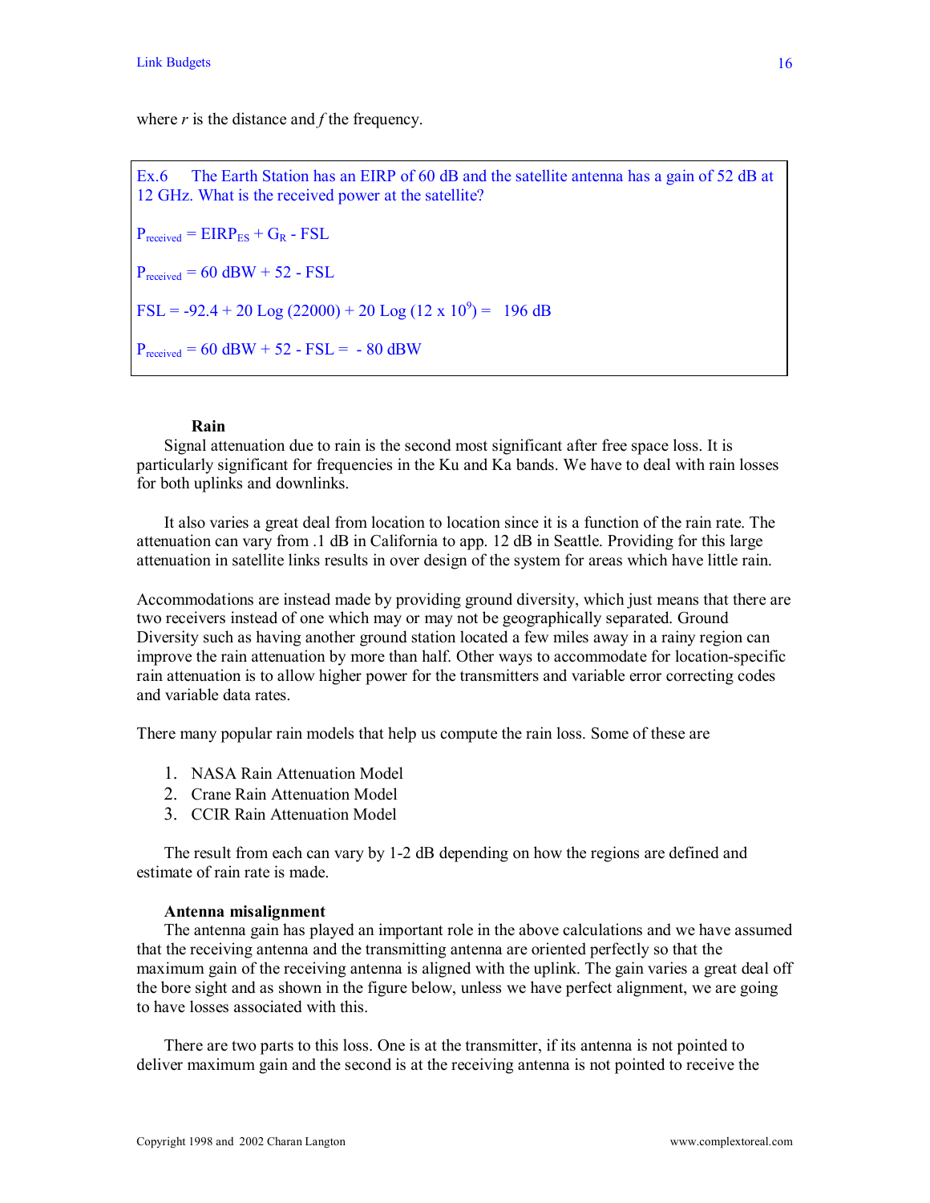where $r$ is the distance and $f$ the frequency.

> Ex.6 The Earth Station has an EIRP of 60 dB and the satellite antenna has a gain of 52 dB at 12 GHz. What is the received power at the satellite?
>
> $P_{received} = EIRP_{ES} + G_R - FSL$
>
> $P_{received} = 60\ dBW + 52 - FSL$
>
> $FSL = -92.4 + 20\ Log\ (22000) + 20\ Log\ (12 \times 10^9) = 196\ dB$
>
> $P_{received} = 60\ dBW + 52 - FSL = -80\ dBW$

### Rain

Signal attenuation due to rain is the second most significant after free space loss. It is particularly significant for frequencies in the Ku and Ka bands. We have to deal with rain losses for both uplinks and downlinks.

It also varies a great deal from location to location since it is a function of the rain rate. The attenuation can vary from .1 dB in California to app. 12 dB in Seattle. Providing for this large attenuation in satellite links results in over design of the system for areas which have little rain.

Accommodations are instead made by providing ground diversity, which just means that there are two receivers instead of one which may or may not be geographically separated. Ground Diversity such as having another ground station located a few miles away in a rainy region can improve the rain attenuation by more than half. Other ways to accommodate for location-specific rain attenuation is to allow higher power for the transmitters and variable error correcting codes and variable data rates.

There many popular rain models that help us compute the rain loss. Some of these are

1. NASA Rain Attenuation Model
2. Crane Rain Attenuation Model
3. CCIR Rain Attenuation Model

The result from each can vary by 1-2 dB depending on how the regions are defined and estimate of rain rate is made.

### Antenna misalignment

The antenna gain has played an important role in the above calculations and we have assumed that the receiving antenna and the transmitting antenna are oriented perfectly so that the maximum gain of the receiving antenna is aligned with the uplink. The gain varies a great deal off the bore sight and as shown in the figure below, unless we have perfect alignment, we are going to have losses associated with this.

There are two parts to this loss. One is at the transmitter, if its antenna is not pointed to deliver maximum gain and the second is at the receiving antenna is not pointed to receive the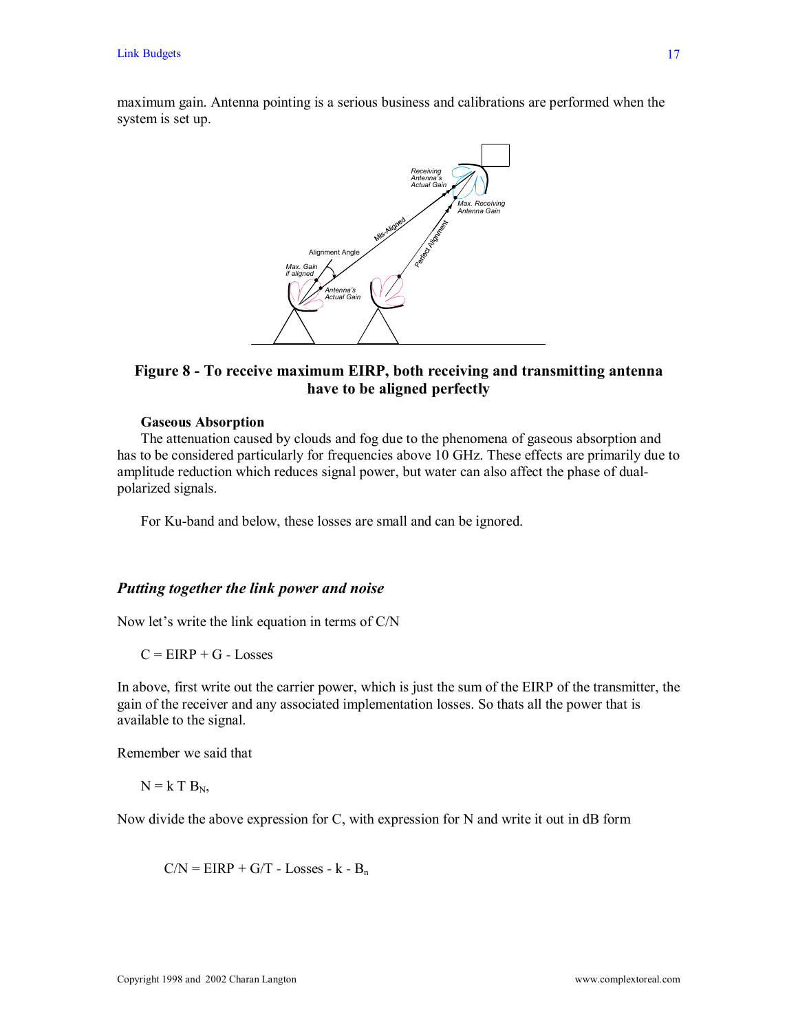maximum gain. Antenna pointing is a serious business and calibrations are performed when the system is set up.

**Figure 8 - To receive maximum EIRP, both receiving and transmitting antenna have to be aligned perfectly**

**Gaseous Absorption**

The attenuation caused by clouds and fog due to the phenomena of gaseous absorption and has to be considered particularly for frequencies above 10 GHz. These effects are primarily due to amplitude reduction which reduces signal power, but water can also affect the phase of dual-polarized signals.

For Ku-band and below, these losses are small and can be ignored.

### *Putting together the link power and noise*

Now let's write the link equation in terms of C/N

$$C = EIRP + G - Losses$$

In above, first write out the carrier power, which is just the sum of the EIRP of the transmitter, the gain of the receiver and any associated implementation losses. So thats all the power that is available to the signal.

Remember we said that

$$N = k\,T\,B_N,$$

Now divide the above expression for C, with expression for N and write it out in dB form

$$C/N = EIRP + G/T - Losses - k - B_n$$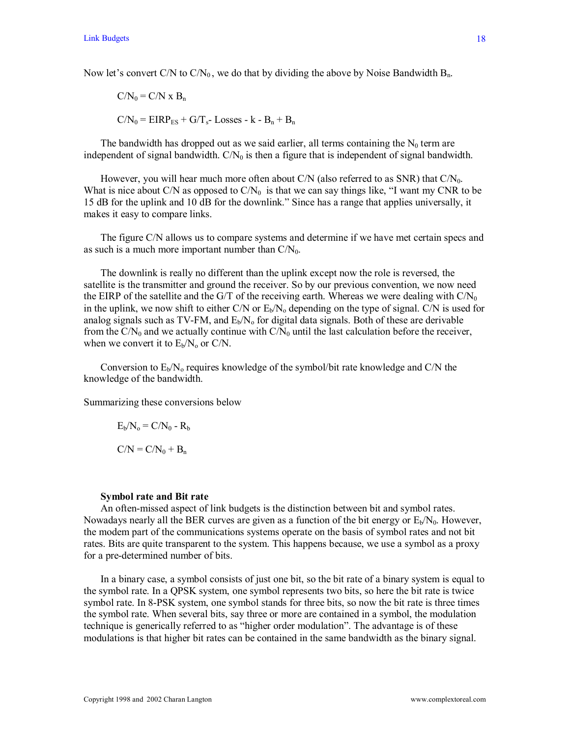Now let's convert C/N to $C/N_0$, we do that by dividing the above by Noise Bandwidth $B_n$.

$$C/N_0 = C/N \times B_n$$

$$C/N_0 = EIRP_{ES} + G/T_s - Losses - k - B_n + B_n$$

The bandwidth has dropped out as we said earlier, all terms containing the $N_0$ term are independent of signal bandwidth. $C/N_0$ is then a figure that is independent of signal bandwidth.

However, you will hear much more often about C/N (also referred to as SNR) that $C/N_0$. What is nice about C/N as opposed to $C/N_0$ is that we can say things like, "I want my CNR to be 15 dB for the uplink and 10 dB for the downlink." Since has a range that applies universally, it makes it easy to compare links.

The figure C/N allows us to compare systems and determine if we have met certain specs and as such is a much more important number than $C/N_0$.

The downlink is really no different than the uplink except now the role is reversed, the satellite is the transmitter and ground the receiver. So by our previous convention, we now need the EIRP of the satellite and the G/T of the receiving earth. Whereas we were dealing with $C/N_0$ in the uplink, we now shift to either C/N or $E_b/N_o$ depending on the type of signal. C/N is used for analog signals such as TV-FM, and $E_b/N_o$ for digital data signals. Both of these are derivable from the $C/N_0$ and we actually continue with $C/N_0$ until the last calculation before the receiver, when we convert it to $E_b/N_o$ or C/N.

Conversion to $E_b/N_o$ requires knowledge of the symbol/bit rate knowledge and C/N the knowledge of the bandwidth.

Summarizing these conversions below

$$E_b/N_o = C/N_0 - R_b$$

$$C/N = C/N_0 + B_n$$

### Symbol rate and Bit rate

An often-missed aspect of link budgets is the distinction between bit and symbol rates. Nowadays nearly all the BER curves are given as a function of the bit energy or $E_b/N_0$. However, the modem part of the communications systems operate on the basis of symbol rates and not bit rates. Bits are quite transparent to the system. This happens because, we use a symbol as a proxy for a pre-determined number of bits.

In a binary case, a symbol consists of just one bit, so the bit rate of a binary system is equal to the symbol rate. In a QPSK system, one symbol represents two bits, so here the bit rate is twice symbol rate. In 8-PSK system, one symbol stands for three bits, so now the bit rate is three times the symbol rate. When several bits, say three or more are contained in a symbol, the modulation technique is generically referred to as "higher order modulation". The advantage is of these modulations is that higher bit rates can be contained in the same bandwidth as the binary signal.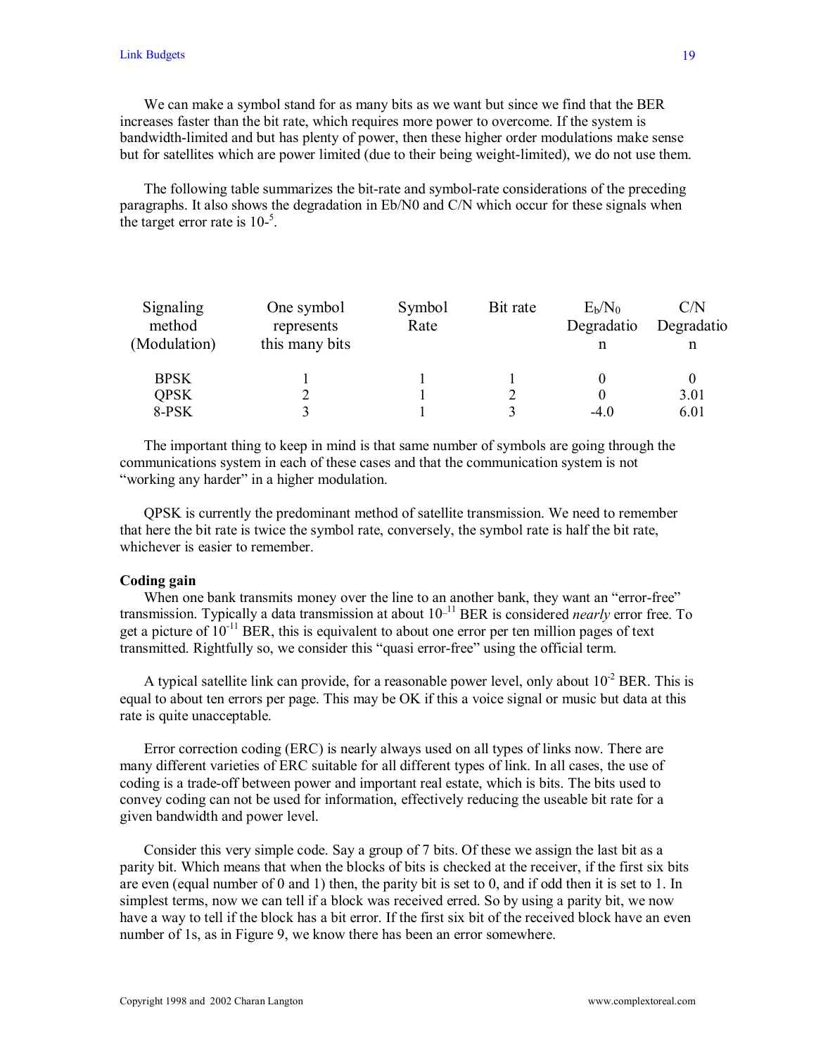We can make a symbol stand for as many bits as we want but since we find that the BER increases faster than the bit rate, which requires more power to overcome. If the system is bandwidth-limited and but has plenty of power, then these higher order modulations make sense but for satellites which are power limited (due to their being weight-limited), we do not use them.

The following table summarizes the bit-rate and symbol-rate considerations of the preceding paragraphs. It also shows the degradation in Eb/N0 and C/N which occur for these signals when the target error rate is 10-$^{5}$.

| Signaling method (Modulation) | One symbol represents this many bits | Symbol Rate | Bit rate | $E_b/N_0$ Degradation | C/N Degradation |
|---|---|---|---|---|---|
| BPSK | 1 | 1 | 1 | 0 | 0 |
| QPSK | 2 | 1 | 2 | 0 | 3.01 |
| 8-PSK | 3 | 1 | 3 | -4.0 | 6.01 |

The important thing to keep in mind is that same number of symbols are going through the communications system in each of these cases and that the communication system is not "working any harder" in a higher modulation.

QPSK is currently the predominant method of satellite transmission. We need to remember that here the bit rate is twice the symbol rate, conversely, the symbol rate is half the bit rate, whichever is easier to remember.

**Coding gain**

When one bank transmits money over the line to an another bank, they want an "error-free" transmission. Typically a data transmission at about $10^{-11}$ BER is considered *nearly* error free. To get a picture of $10^{-11}$ BER, this is equivalent to about one error per ten million pages of text transmitted. Rightfully so, we consider this "quasi error-free" using the official term.

A typical satellite link can provide, for a reasonable power level, only about $10^{-2}$ BER. This is equal to about ten errors per page. This may be OK if this a voice signal or music but data at this rate is quite unacceptable.

Error correction coding (ERC) is nearly always used on all types of links now. There are many different varieties of ERC suitable for all different types of link. In all cases, the use of coding is a trade-off between power and important real estate, which is bits. The bits used to convey coding can not be used for information, effectively reducing the useable bit rate for a given bandwidth and power level.

Consider this very simple code. Say a group of 7 bits. Of these we assign the last bit as a parity bit. Which means that when the blocks of bits is checked at the receiver, if the first six bits are even (equal number of 0 and 1) then, the parity bit is set to 0, and if odd then it is set to 1. In simplest terms, now we can tell if a block was received erred. So by using a parity bit, we now have a way to tell if the block has a bit error. If the first six bit of the received block have an even number of 1s, as in Figure 9, we know there has been an error somewhere.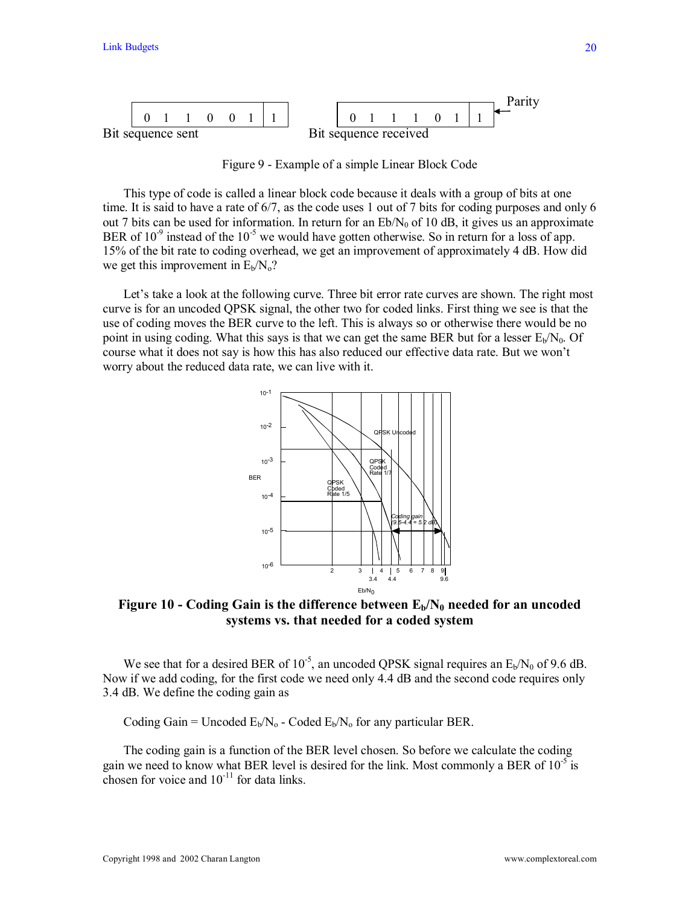| 0 1 1 0 0 1 | 1 |
|---|---|

Bit sequence sent

| 0 1 1 1 0 1 | 1 |
|---|---|

Bit sequence received ← Parity

Figure 9 - Example of a simple Linear Block Code

This type of code is called a linear block code because it deals with a group of bits at one time. It is said to have a rate of 6/7, as the code uses 1 out of 7 bits for coding purposes and only 6 out 7 bits can be used for information. In return for an Eb/N₀ of 10 dB, it gives us an approximate BER of $10^{-9}$ instead of the $10^{-5}$ we would have gotten otherwise. So in return for a loss of app. 15% of the bit rate to coding overhead, we get an improvement of approximately 4 dB. How did we get this improvement in $E_b/N_o$?

Let's take a look at the following curve. Three bit error rate curves are shown. The right most curve is for an uncoded QPSK signal, the other two for coded links. First thing we see is that the use of coding moves the BER curve to the left. This is always so or otherwise there would be no point in using coding. What this says is that we can get the same BER but for a lesser $E_b/N_0$. Of course what it does not say is how this has also reduced our effective data rate. But we won't worry about the reduced data rate, we can live with it.

**Figure 10 - Coding Gain is the difference between $E_b/N_0$ needed for an uncoded systems vs. that needed for a coded system**

We see that for a desired BER of $10^{-5}$, an uncoded QPSK signal requires an $E_b/N_0$ of 9.6 dB. Now if we add coding, for the first code we need only 4.4 dB and the second code requires only 3.4 dB. We define the coding gain as

Coding Gain = Uncoded $E_b/N_o$ - Coded $E_b/N_o$ for any particular BER.

The coding gain is a function of the BER level chosen. So before we calculate the coding gain we need to know what BER level is desired for the link. Most commonly a BER of $10^{-5}$ is chosen for voice and $10^{-11}$ for data links.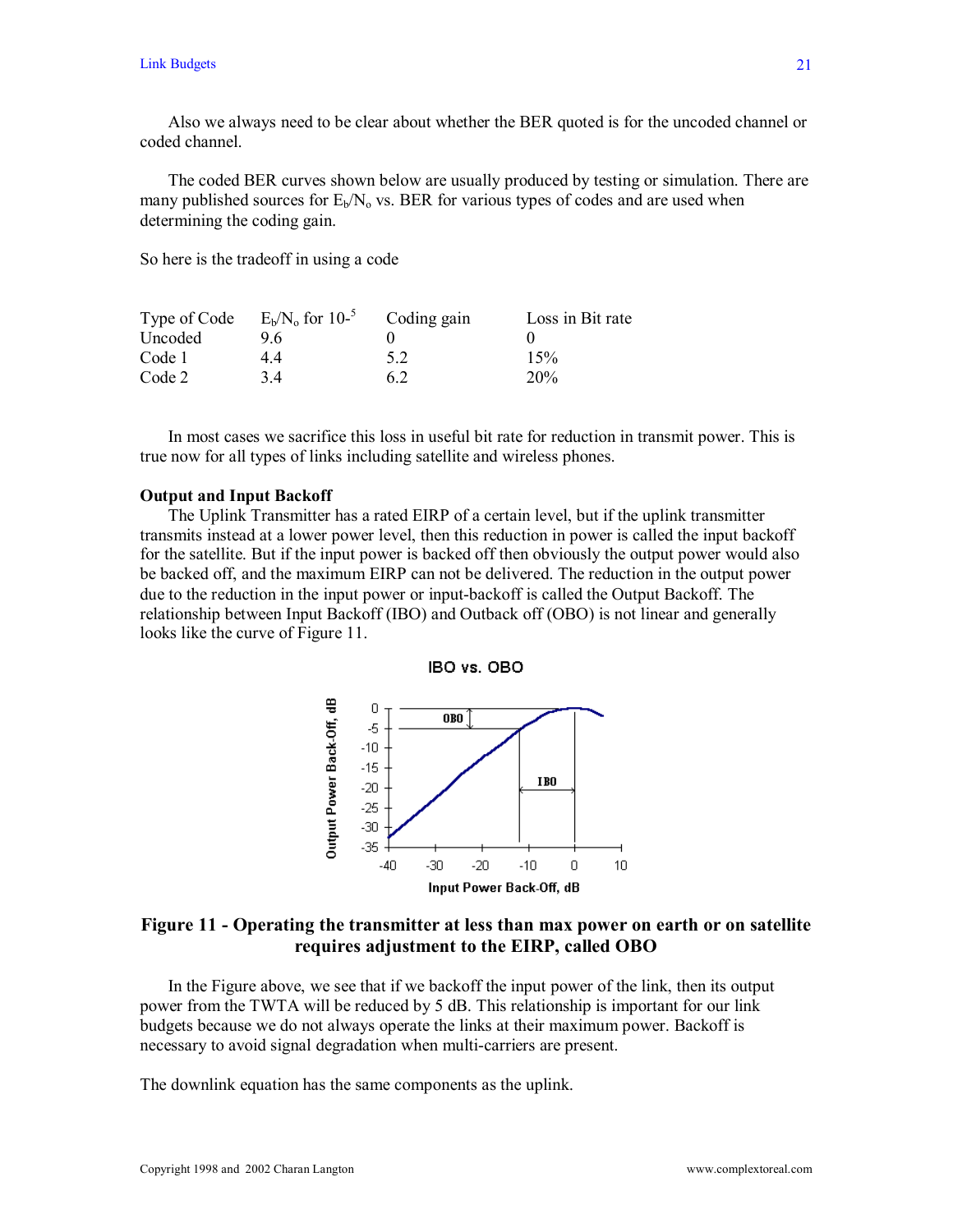Also we always need to be clear about whether the BER quoted is for the uncoded channel or coded channel.

The coded BER curves shown below are usually produced by testing or simulation. There are many published sources for $E_b/N_o$ vs. BER for various types of codes and are used when determining the coding gain.

So here is the tradeoff in using a code

| Type of Code | $E_b/N_o$ for $10^{-5}$ | Coding gain | Loss in Bit rate |
|---|---|---|---|
| Uncoded | 9.6 | 0 | 0 |
| Code 1 | 4.4 | 5.2 | 15% |
| Code 2 | 3.4 | 6.2 | 20% |

In most cases we sacrifice this loss in useful bit rate for reduction in transmit power. This is true now for all types of links including satellite and wireless phones.

**Output and Input Backoff**

The Uplink Transmitter has a rated EIRP of a certain level, but if the uplink transmitter transmits instead at a lower power level, then this reduction in power is called the input backoff for the satellite. But if the input power is backed off then obviously the output power would also be backed off, and the maximum EIRP can not be delivered. The reduction in the output power due to the reduction in the input power or input-backoff is called the Output Backoff. The relationship between Input Backoff (IBO) and Outback off (OBO) is not linear and generally looks like the curve of Figure 11.

**Figure 11 - Operating the transmitter at less than max power on earth or on satellite requires adjustment to the EIRP, called OBO**

In the Figure above, we see that if we backoff the input power of the link, then its output power from the TWTA will be reduced by 5 dB. This relationship is important for our link budgets because we do not always operate the links at their maximum power. Backoff is necessary to avoid signal degradation when multi-carriers are present.

The downlink equation has the same components as the uplink.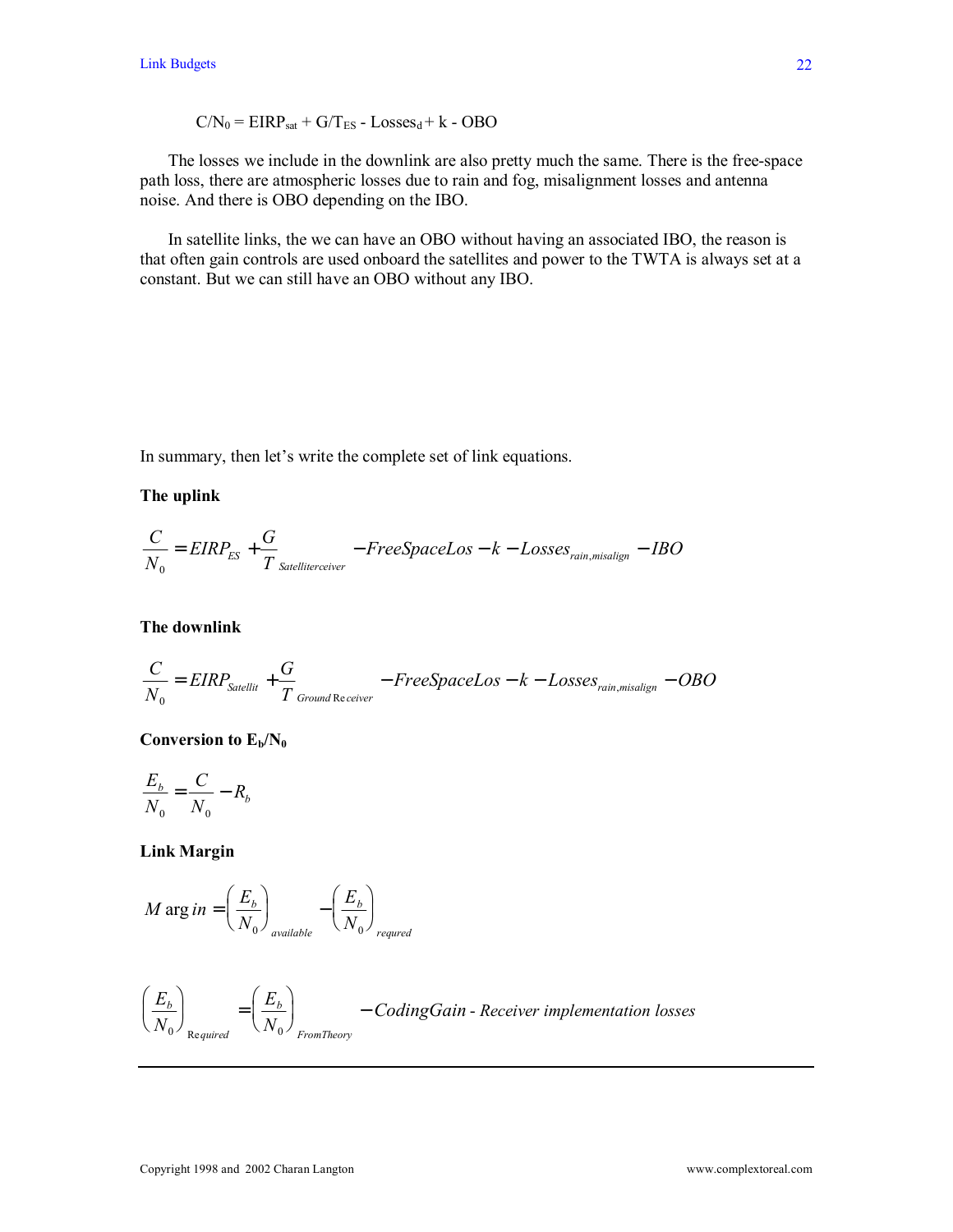$$C/N_0 = EIRP_{sat} + G/T_{ES} - Losses_d + k - OBO$$

The losses we include in the downlink are also pretty much the same. There is the free-space path loss, there are atmospheric losses due to rain and fog, misalignment losses and antenna noise. And there is OBO depending on the IBO.

In satellite links, the we can have an OBO without having an associated IBO, the reason is that often gain controls are used onboard the satellites and power to the TWTA is always set at a constant. But we can still have an OBO without any IBO.

In summary, then let's write the complete set of link equations.

**The uplink**

$$\frac{C}{N_0} = EIRP_{ES} + \frac{G}{T}_{Satelliterceiver} - FreeSpaceLos - k - Losses_{rain,misalign} - IBO$$

**The downlink**

$$\frac{C}{N_0} = EIRP_{Satellit} + \frac{G}{T}_{Ground\,Receiver} - FreeSpaceLos - k - Losses_{rain,misalign} - OBO$$

**Conversion to $E_b/N_0$**

$$\frac{E_b}{N_0} = \frac{C}{N_0} - R_b$$

**Link Margin**

$$Margin = \left(\frac{E_b}{N_0}\right)_{available} - \left(\frac{E_b}{N_0}\right)_{requred}$$

$$\left(\frac{E_b}{N_0}\right)_{Required} = \left(\frac{E_b}{N_0}\right)_{FromTheory} - CodingGain \text{ - } Receiver\ implementation\ losses$$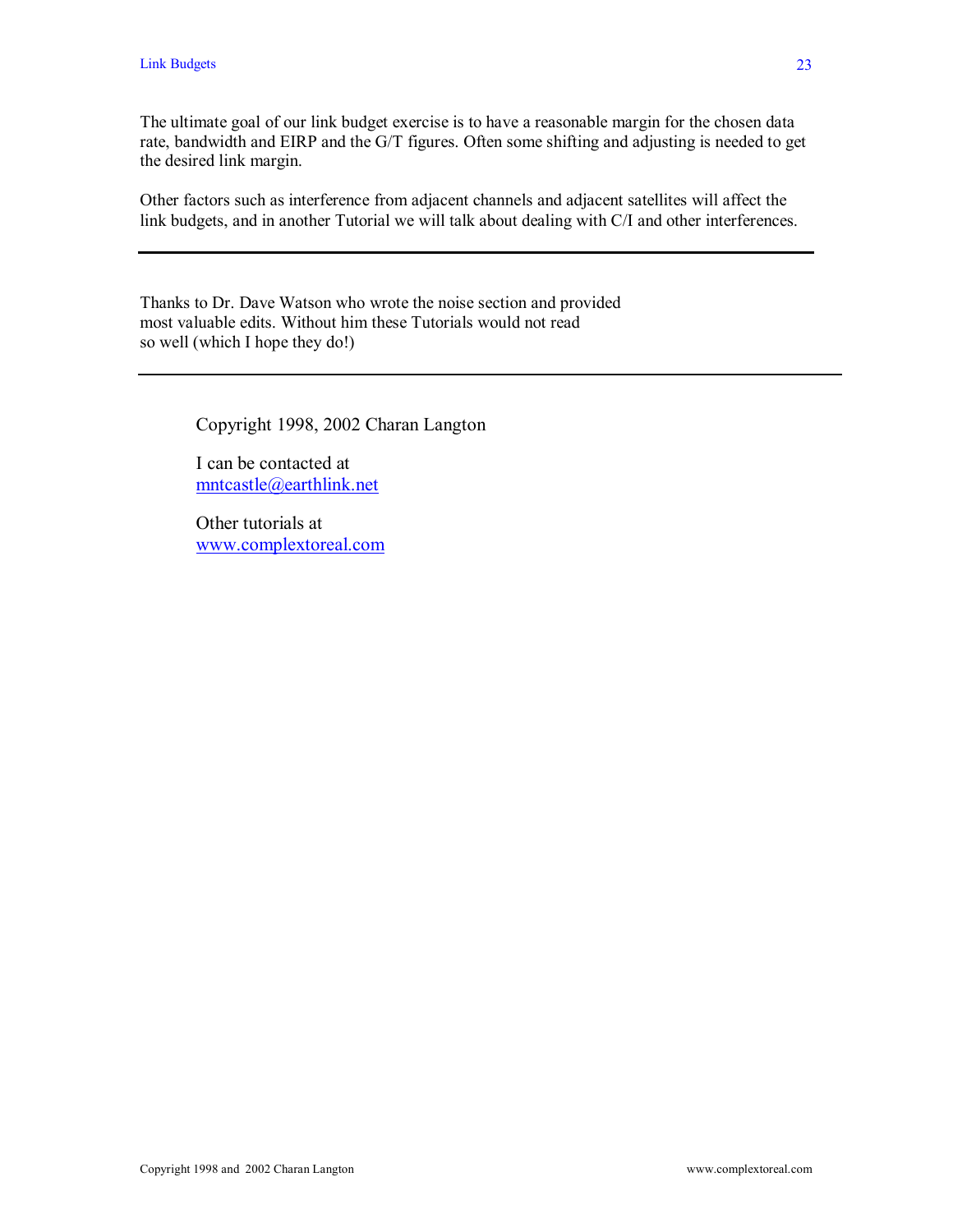The ultimate goal of our link budget exercise is to have a reasonable margin for the chosen data rate, bandwidth and EIRP and the G/T figures. Often some shifting and adjusting is needed to get the desired link margin.

Other factors such as interference from adjacent channels and adjacent satellites will affect the link budgets, and in another Tutorial we will talk about dealing with C/I and other interferences.

---

Thanks to Dr. Dave Watson who wrote the noise section and provided most valuable edits. Without him these Tutorials would not read so well (which I hope they do!)

---

Copyright 1998, 2002 Charan Langton

I can be contacted at
mntcastle@earthlink.net

Other tutorials at
www.complextoreal.com